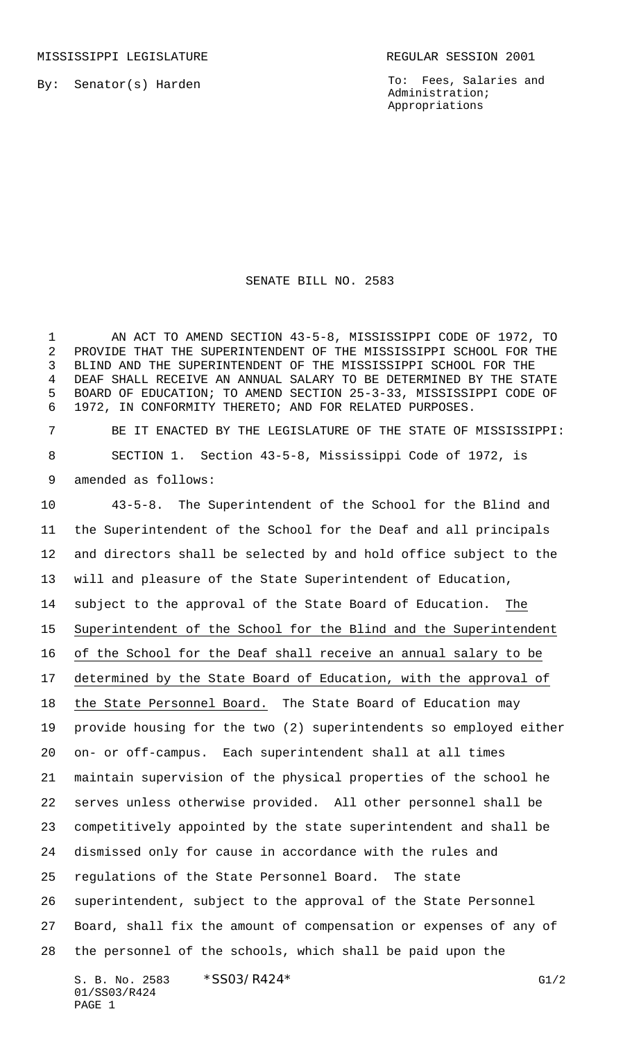MISSISSIPPI LEGISLATURE REGULAR SESSION 2001

By: Senator(s) Harden

To: Fees, Salaries and Administration; Appropriations

# SENATE BILL NO. 2583

AN ACT TO AMEND SECTION 43-5-8, MISSISSIPPI CODE OF 1972, TO PROVIDE THAT THE SUPERINTENDENT OF THE MISSISSIPPI SCHOOL FOR THE BLIND AND THE SUPERINTENDENT OF THE MISSISSIPPI SCHOOL FOR THE DEAF SHALL RECEIVE AN ANNUAL SALARY TO BE DETERMINED BY THE STATE BOARD OF EDUCATION; TO AMEND SECTION 25-3-33, MISSISSIPPI CODE OF 1972, IN CONFORMITY THERETO; AND FOR RELATED PURPOSES.

BE IT ENACTED BY THE LEGISLATURE OF THE STATE OF MISSISSIPPI:

SECTION 1. Section 43-5-8, Mississippi Code of 1972, is amended as follows:

43-5-8. The Superintendent of the School for the Blind and the Superintendent of the School for the Deaf and all principals and directors shall be selected by and hold office subject to the will and pleasure of the State Superintendent of Education, subject to the approval of the State Board of Education. The Superintendent of the School for the Blind and the Superintendent of the School for the Deaf shall receive an annual salary to be determined by the State Board of Education, with the approval of the State Personnel Board. The State Board of Education may provide housing for the two (2) superintendents so employed either on- or off-campus. Each superintendent shall at all times maintain supervision of the physical properties of the school he serves unless otherwise provided. All other personnel shall be competitively appointed by the state superintendent and shall be dismissed only for cause in accordance with the rules and regulations of the State Personnel Board. The state superintendent, subject to the approval of the State Personnel Board, shall fix the amount of compensation or expenses of any of the personnel of the schools, which shall be paid upon the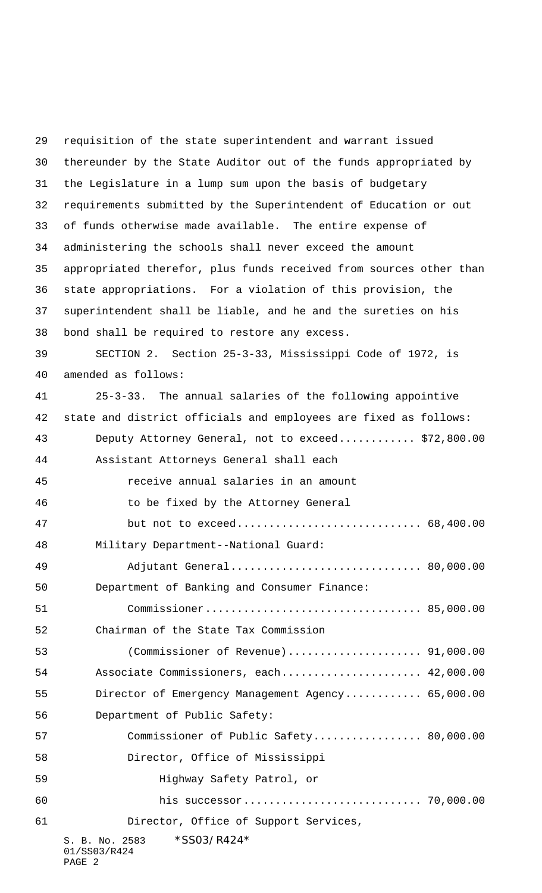requisition of the state superintendent and warrant issued thereunder by the State Auditor out of the funds appropriated by the Legislature in a lump sum upon the basis of budgetary requirements submitted by the Superintendent of Education or out of funds otherwise made available. The entire expense of administering the schools shall never exceed the amount appropriated therefor, plus funds received from sources other than state appropriations. For a violation of this provision, the superintendent shall be liable, and he and the sureties on his bond shall be required to restore any excess.

SECTION 2. Section 25-3-33, Mississippi Code of 1972, is amended as follows:

25-3-33. The annual salaries of the following appointive state and district officials and employees are fixed as follows:

Deputy Attorney General, not to exceed............ $72,800.00

Assistant Attorneys General shall each receive annual salaries in an amount to be fixed by the Attorney General but not to exceed............................ 68,400.00

Military Department--National Guard:

Adjutant General............................. 80,000.00

Department of Banking and Consumer Finance:

Commissioner................................. 85,000.00

Chairman of the State Tax Commission (Commissioner of Revenue).................... 91,000.00

Associate Commissioners, each...................... 42,000.00

Director of Emergency Management Agency............ 65,000.00

Department of Public Safety:

Commissioner of Public Safety................. 80,000.00

Director, Office of Mississippi Highway Safety Patrol, or his successor........................... 70,000.00

Director, Office of Support Services,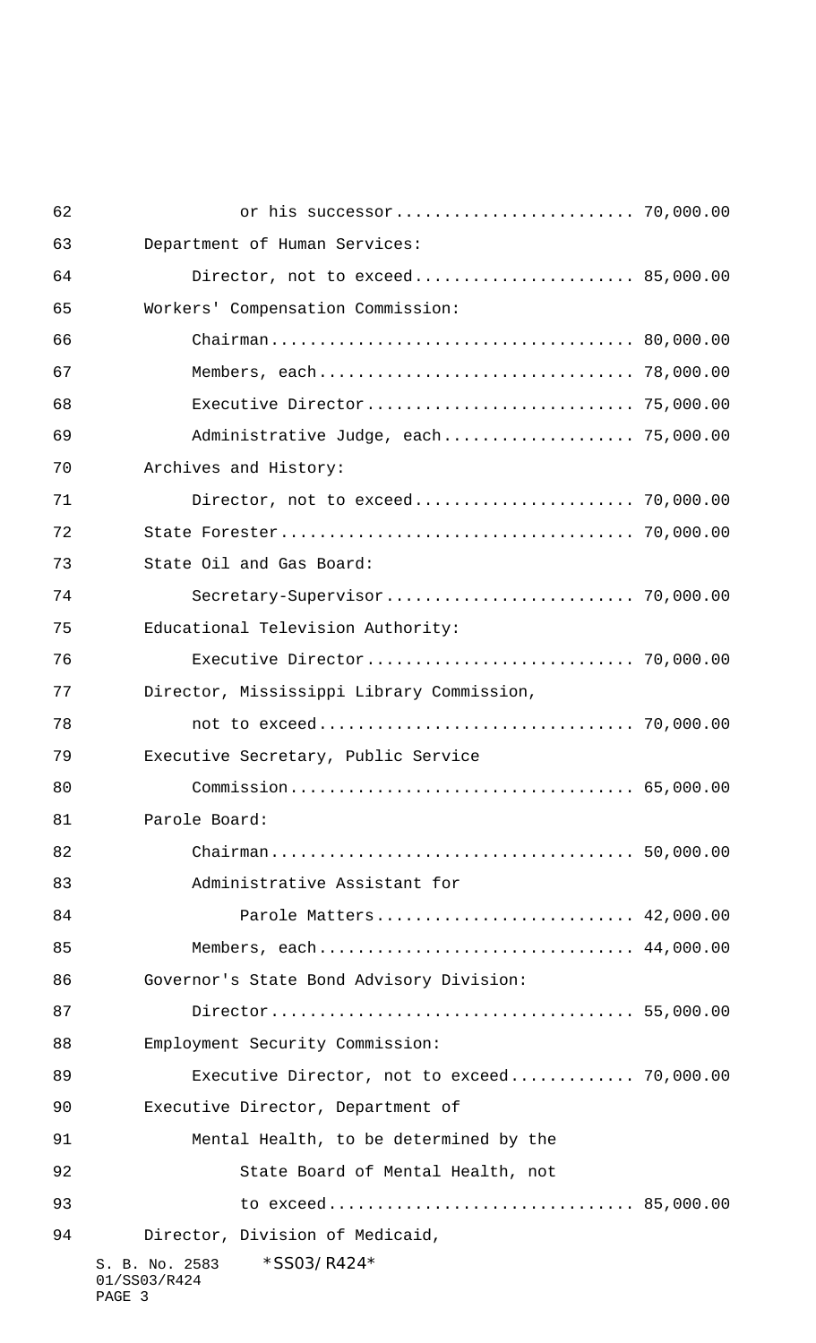or his successor........................ 70,000.00

Department of Human Services:

Director, not to exceed...................... 85,000.00

Workers' Compensation Commission:

Chairman..................................... 80,000.00

Members, each................................ 78,000.00

Executive Director........................... 75,000.00

Administrative Judge, each................... 75,000.00

Archives and History:

Director, not to exceed...................... 70,000.00

State Forester.................................... 70,000.00

State Oil and Gas Board:

Secretary-Supervisor......................... 70,000.00

Educational Television Authority:

Executive Director........................... 70,000.00

Director, Mississippi Library Commission,

not to exceed................................ 70,000.00

Executive Secretary, Public Service

Commission................................... 65,000.00

Parole Board:

Chairman..................................... 50,000.00

Administrative Assistant for

Parole Matters.......................... 42,000.00

Members, each................................ 44,000.00

Governor's State Bond Advisory Division:

Director..................................... 55,000.00

Employment Security Commission:

Executive Director, not to exceed............ 70,000.00

Executive Director, Department of

Mental Health, to be determined by the

State Board of Mental Health, not

to exceed............................... 85,000.00

Director, Division of Medicaid,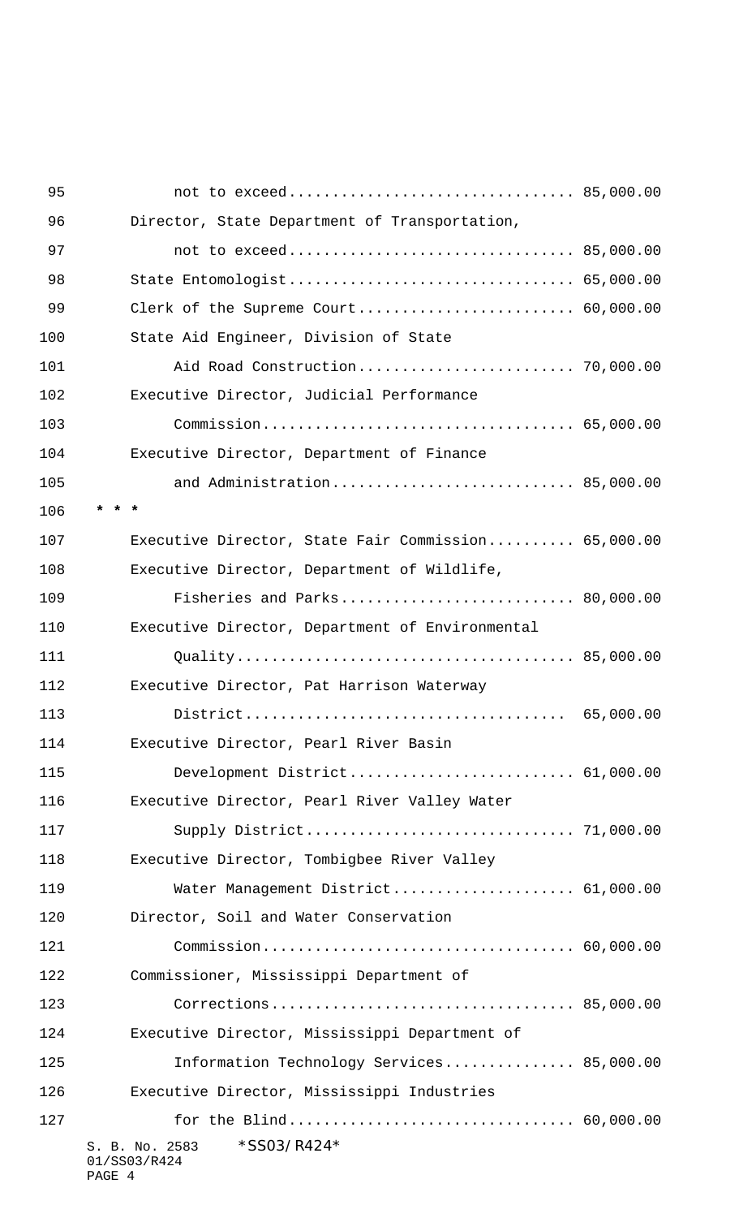not to exceed................................ 85,000.00

Director, State Department of Transportation,

not to exceed................................ 85,000.00

State Entomologist................................ 65,000.00

Clerk of the Supreme Court........................ 60,000.00

State Aid Engineer, Division of State

Aid Road Construction........................ 70,000.00

Executive Director, Judicial Performance

Commission................................... 65,000.00

Executive Director, Department of Finance

and Administration........................... 85,000.00

* * *

Executive Director, State Fair Commission.......... 65,000.00

Executive Director, Department of Wildlife,

Fisheries and Parks.......................... 80,000.00

Executive Director, Department of Environmental

Quality...................................... 85,000.00

Executive Director, Pat Harrison Waterway

District.................................... 65,000.00

Executive Director, Pearl River Basin

Development District......................... 61,000.00

Executive Director, Pearl River Valley Water

Supply District.............................. 71,000.00

Executive Director, Tombigbee River Valley

Water Management District.................... 61,000.00

Director, Soil and Water Conservation

Commission................................... 60,000.00

Commissioner, Mississippi Department of

Corrections.................................. 85,000.00

Executive Director, Mississippi Department of

Information Technology Services.............. 85,000.00

Executive Director, Mississippi Industries

for the Blind................................ 60,000.00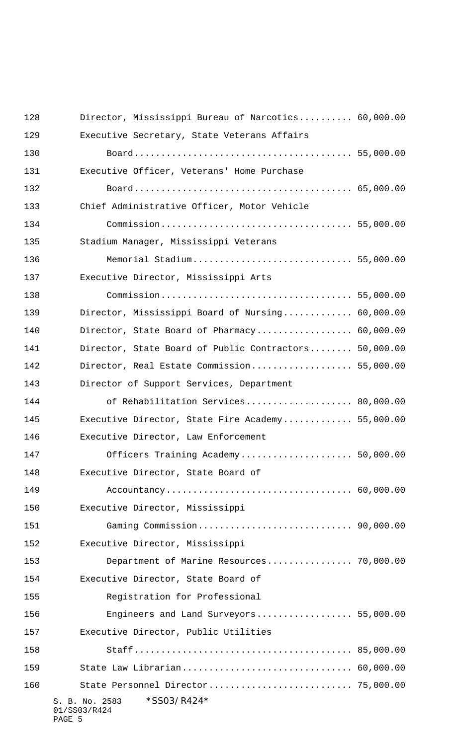| Position | Salary |
|---|---|
| Director, Mississippi Bureau of Narcotics | 60,000.00 |
| Executive Secretary, State Veterans Affairs Board | 55,000.00 |
| Executive Officer, Veterans' Home Purchase Board | 65,000.00 |
| Chief Administrative Officer, Motor Vehicle Commission | 55,000.00 |
| Stadium Manager, Mississippi Veterans Memorial Stadium | 55,000.00 |
| Executive Director, Mississippi Arts Commission | 55,000.00 |
| Director, Mississippi Board of Nursing | 60,000.00 |
| Director, State Board of Pharmacy | 60,000.00 |
| Director, State Board of Public Contractors | 50,000.00 |
| Director, Real Estate Commission | 55,000.00 |
| Director of Support Services, Department of Rehabilitation Services | 80,000.00 |
| Executive Director, State Fire Academy | 55,000.00 |
| Executive Director, Law Enforcement Officers Training Academy | 50,000.00 |
| Executive Director, State Board of Accountancy | 60,000.00 |
| Executive Director, Mississippi Gaming Commission | 90,000.00 |
| Executive Director, Mississippi Department of Marine Resources | 70,000.00 |
| Executive Director, State Board of Registration for Professional Engineers and Land Surveyors | 55,000.00 |
| Executive Director, Public Utilities Staff | 85,000.00 |
| State Law Librarian | 60,000.00 |
| State Personnel Director | 75,000.00 |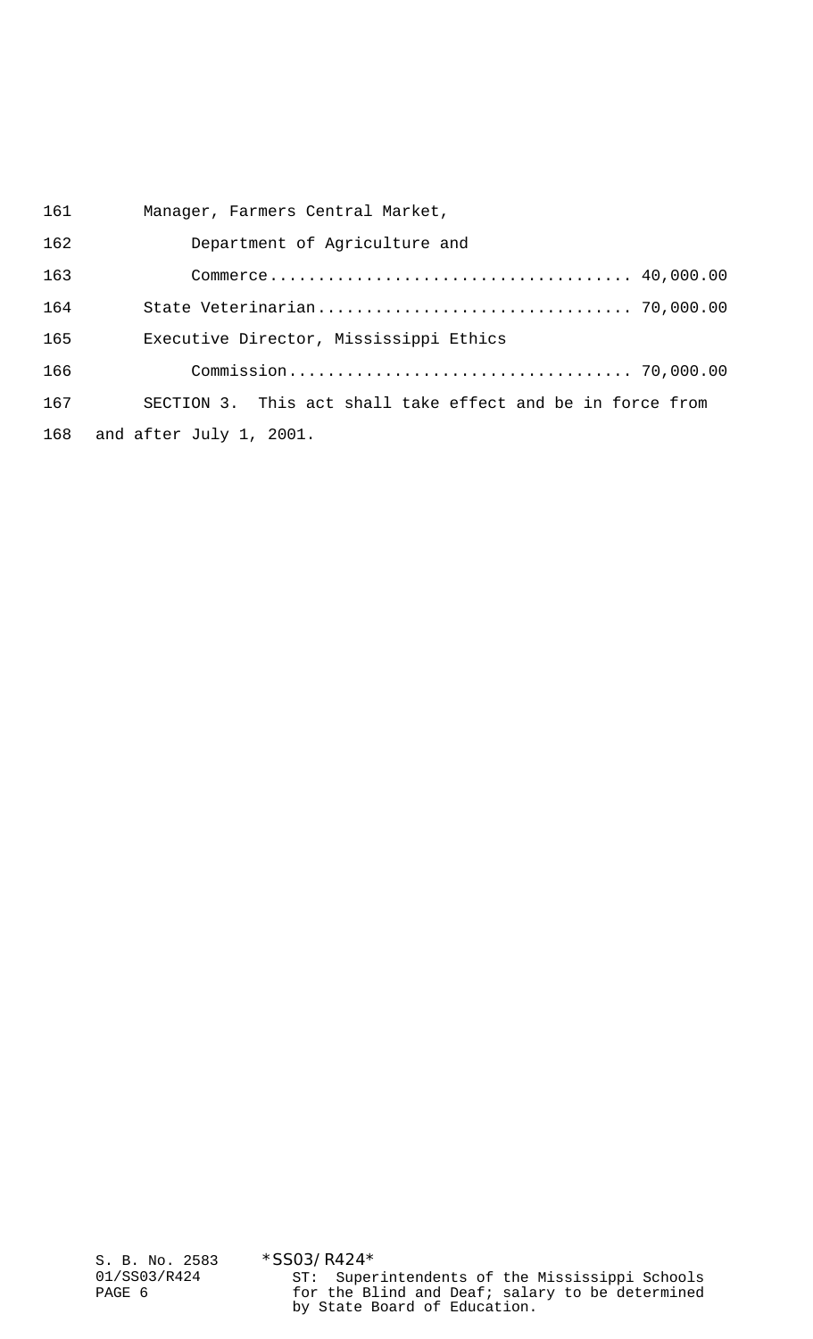Manager, Farmers Central Market,
Department of Agriculture and
Commerce.................................... 40,000.00

State Veterinarian................................ 70,000.00

Executive Director, Mississippi Ethics
Commission.................................. 70,000.00

SECTION 3. This act shall take effect and be in force from and after July 1, 2001.

ST: Superintendents of the Mississippi Schools for the Blind and Deaf; salary to be determined by State Board of Education.